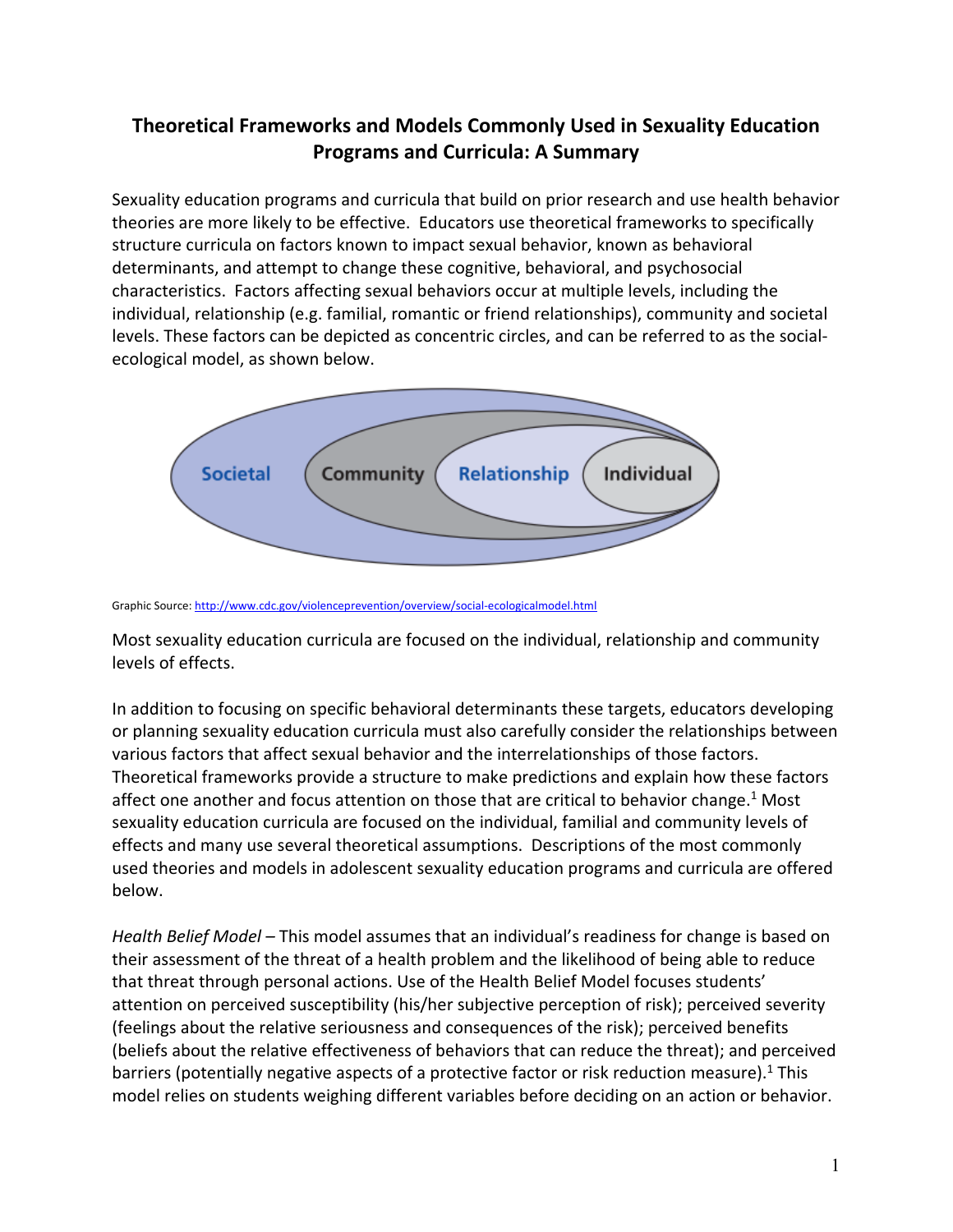# Theoretical Frameworks and Models Commonly Used in Sexuality Education Programs and Curricula: A Summary

Sexuality education programs and curricula that build on prior research and use health behavior theories are more likely to be effective. Educators use theoretical frameworks to specifically structure curricula on factors known to impact sexual behavior, known as behavioral determinants, and attempt to change these cognitive, behavioral, and psychosocial characteristics. Factors affecting sexual behaviors occur at multiple levels, including the individual, relationship (e.g. familial, romantic or friend relationships), community and societal levels. These factors can be depicted as concentric circles, and can be referred to as the social-ecological model, as shown below.

Societal | Community | Relationship | Individual

Graphic Source: http://www.cdc.gov/violenceprevention/overview/social-ecologicalmodel.html

Most sexuality education curricula are focused on the individual, relationship and community levels of effects.

In addition to focusing on specific behavioral determinants these targets, educators developing or planning sexuality education curricula must also carefully consider the relationships between various factors that affect sexual behavior and the interrelationships of those factors. Theoretical frameworks provide a structure to make predictions and explain how these factors affect one another and focus attention on those that are critical to behavior change.[1] Most sexuality education curricula are focused on the individual, familial and community levels of effects and many use several theoretical assumptions. Descriptions of the most commonly used theories and models in adolescent sexuality education programs and curricula are offered below.

*Health Belief Model* – This model assumes that an individual's readiness for change is based on their assessment of the threat of a health problem and the likelihood of being able to reduce that threat through personal actions. Use of the Health Belief Model focuses students' attention on perceived susceptibility (his/her subjective perception of risk); perceived severity (feelings about the relative seriousness and consequences of the risk); perceived benefits (beliefs about the relative effectiveness of behaviors that can reduce the threat); and perceived barriers (potentially negative aspects of a protective factor or risk reduction measure).[1] This model relies on students weighing different variables before deciding on an action or behavior.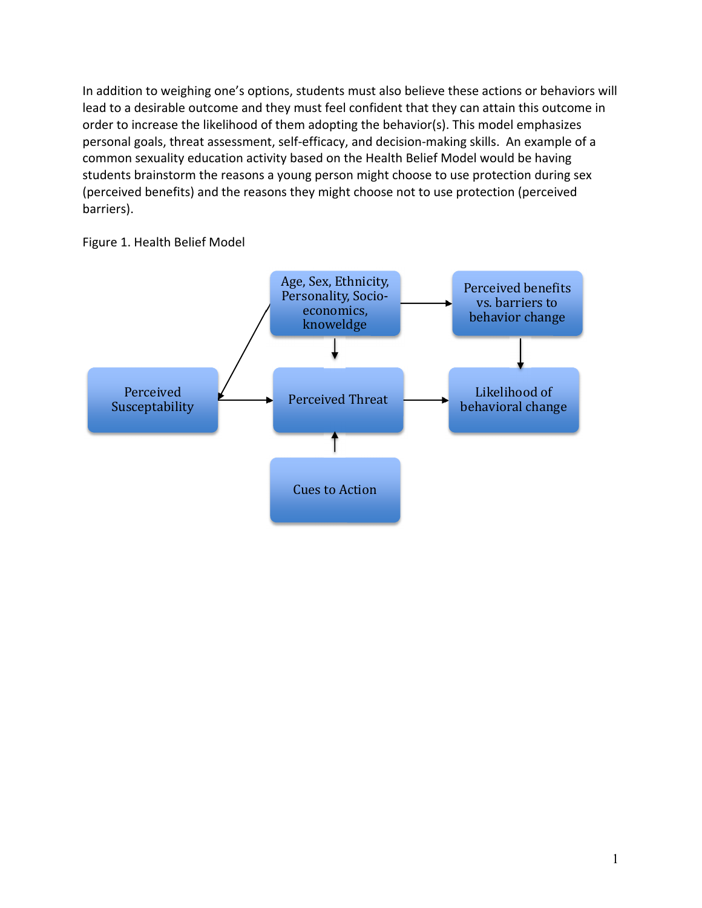In addition to weighing one's options, students must also believe these actions or behaviors will lead to a desirable outcome and they must feel confident that they can attain this outcome in order to increase the likelihood of them adopting the behavior(s). This model emphasizes personal goals, threat assessment, self-efficacy, and decision-making skills. An example of a common sexuality education activity based on the Health Belief Model would be having students brainstorm the reasons a young person might choose to use protection during sex (perceived benefits) and the reasons they might choose not to use protection (perceived barriers).

Figure 1. Health Belief Model

Age, Sex, Ethnicity, Personality, Socio-economics, knoweldge

Perceived benefits vs. barriers to behavior change

Perceived Susceptability

Perceived Threat

Likelihood of behavioral change

Cues to Action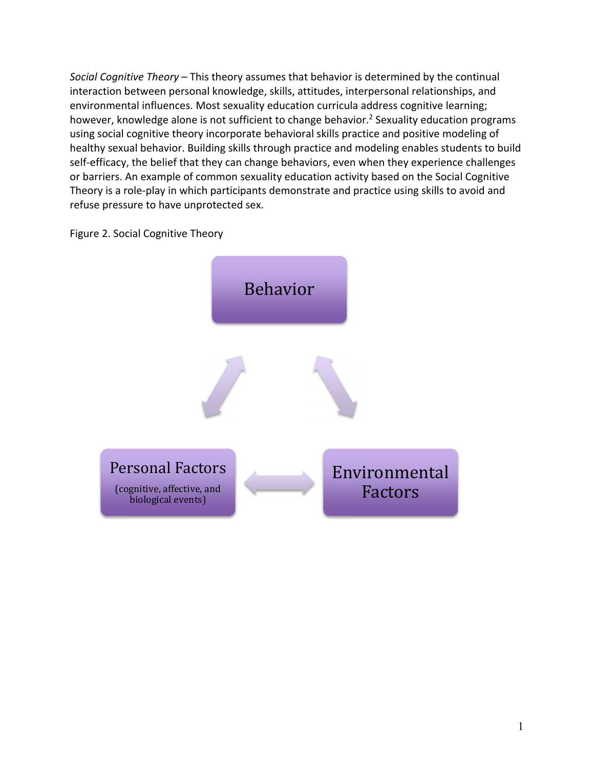*Social Cognitive Theory* – This theory assumes that behavior is determined by the continual interaction between personal knowledge, skills, attitudes, interpersonal relationships, and environmental influences. Most sexuality education curricula address cognitive learning; however, knowledge alone is not sufficient to change behavior.[2] Sexuality education programs using social cognitive theory incorporate behavioral skills practice and positive modeling of healthy sexual behavior. Building skills through practice and modeling enables students to build self-efficacy, the belief that they can change behaviors, even when they experience challenges or barriers. An example of common sexuality education activity based on the Social Cognitive Theory is a role-play in which participants demonstrate and practice using skills to avoid and refuse pressure to have unprotected sex.

Figure 2. Social Cognitive Theory

Behavior

Personal Factors
(cognitive, affective, and biological events)

Environmental Factors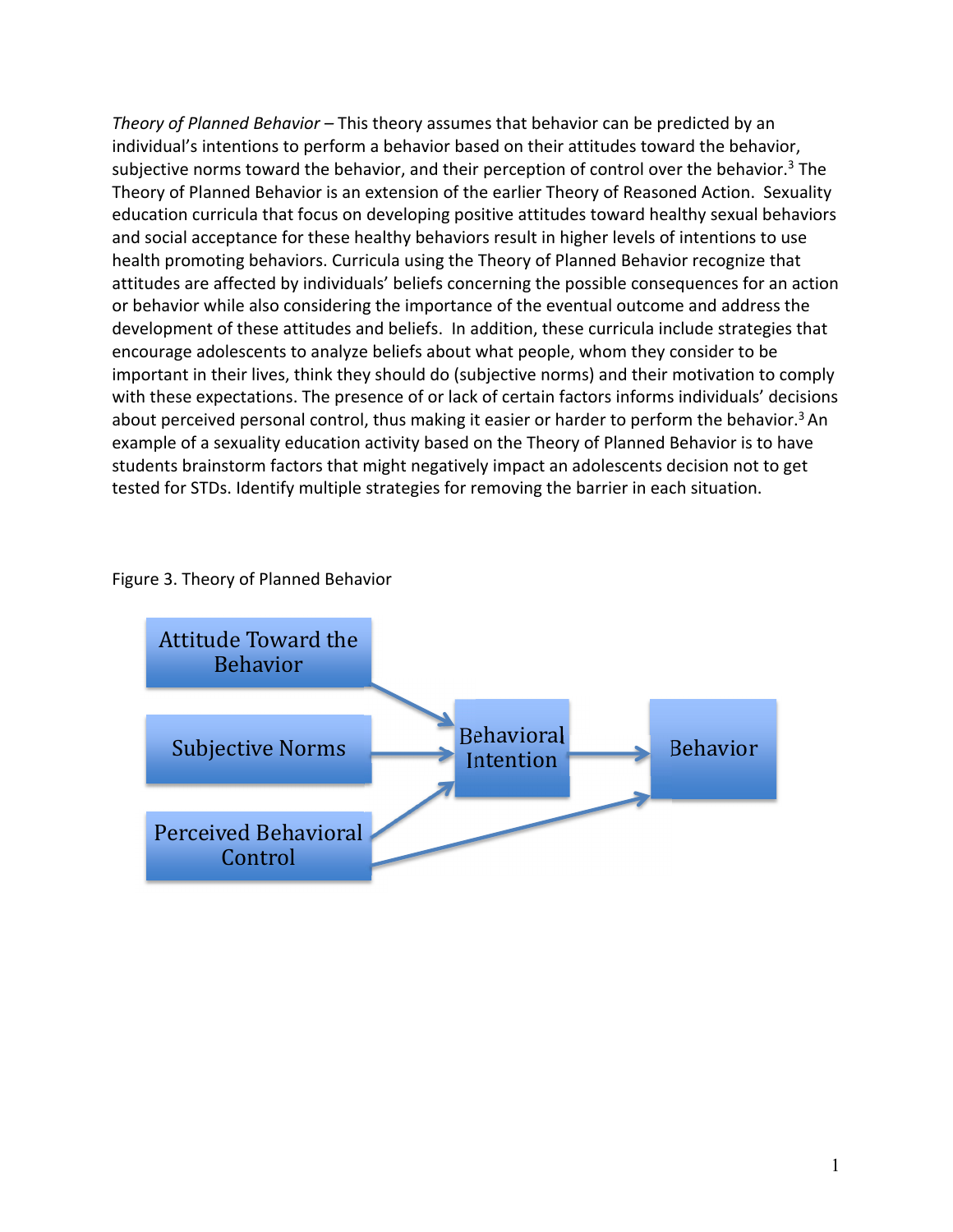*Theory of Planned Behavior* – This theory assumes that behavior can be predicted by an individual's intentions to perform a behavior based on their attitudes toward the behavior, subjective norms toward the behavior, and their perception of control over the behavior.[3] The Theory of Planned Behavior is an extension of the earlier Theory of Reasoned Action. Sexuality education curricula that focus on developing positive attitudes toward healthy sexual behaviors and social acceptance for these healthy behaviors result in higher levels of intentions to use health promoting behaviors. Curricula using the Theory of Planned Behavior recognize that attitudes are affected by individuals' beliefs concerning the possible consequences for an action or behavior while also considering the importance of the eventual outcome and address the development of these attitudes and beliefs. In addition, these curricula include strategies that encourage adolescents to analyze beliefs about what people, whom they consider to be important in their lives, think they should do (subjective norms) and their motivation to comply with these expectations. The presence of or lack of certain factors informs individuals' decisions about perceived personal control, thus making it easier or harder to perform the behavior.[3] An example of a sexuality education activity based on the Theory of Planned Behavior is to have students brainstorm factors that might negatively impact an adolescents decision not to get tested for STDs. Identify multiple strategies for removing the barrier in each situation.

Figure 3. Theory of Planned Behavior

Attitude Toward the Behavior

Subjective Norms

Perceived Behavioral Control

Behavioral Intention

Behavior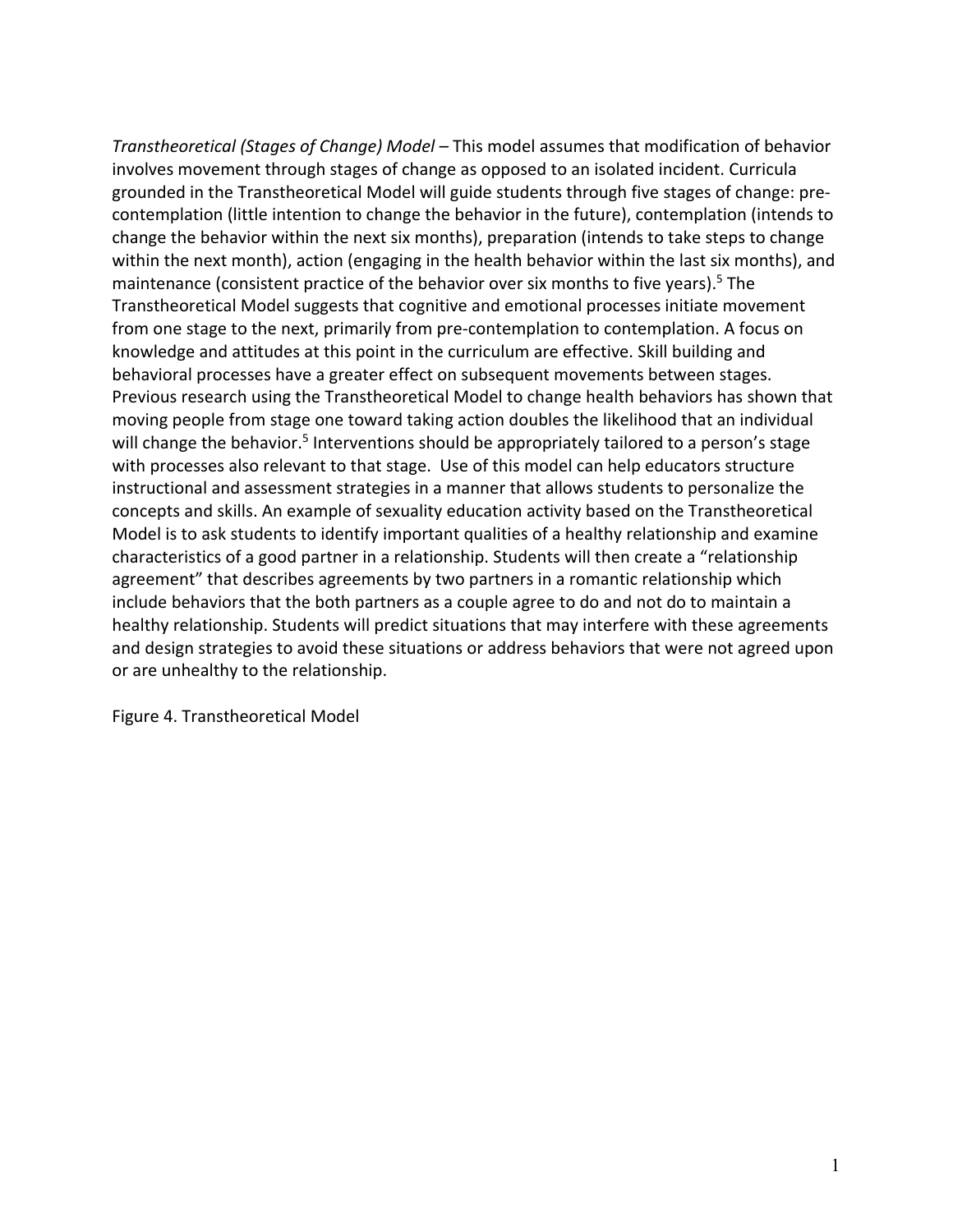*Transtheoretical (Stages of Change) Model* – This model assumes that modification of behavior involves movement through stages of change as opposed to an isolated incident. Curricula grounded in the Transtheoretical Model will guide students through five stages of change: pre-contemplation (little intention to change the behavior in the future), contemplation (intends to change the behavior within the next six months), preparation (intends to take steps to change within the next month), action (engaging in the health behavior within the last six months), and maintenance (consistent practice of the behavior over six months to five years).[5] The Transtheoretical Model suggests that cognitive and emotional processes initiate movement from one stage to the next, primarily from pre-contemplation to contemplation. A focus on knowledge and attitudes at this point in the curriculum are effective. Skill building and behavioral processes have a greater effect on subsequent movements between stages. Previous research using the Transtheoretical Model to change health behaviors has shown that moving people from stage one toward taking action doubles the likelihood that an individual will change the behavior.[5] Interventions should be appropriately tailored to a person's stage with processes also relevant to that stage. Use of this model can help educators structure instructional and assessment strategies in a manner that allows students to personalize the concepts and skills. An example of sexuality education activity based on the Transtheoretical Model is to ask students to identify important qualities of a healthy relationship and examine characteristics of a good partner in a relationship. Students will then create a "relationship agreement" that describes agreements by two partners in a romantic relationship which include behaviors that the both partners as a couple agree to do and not do to maintain a healthy relationship. Students will predict situations that may interfere with these agreements and design strategies to avoid these situations or address behaviors that were not agreed upon or are unhealthy to the relationship.

Figure 4. Transtheoretical Model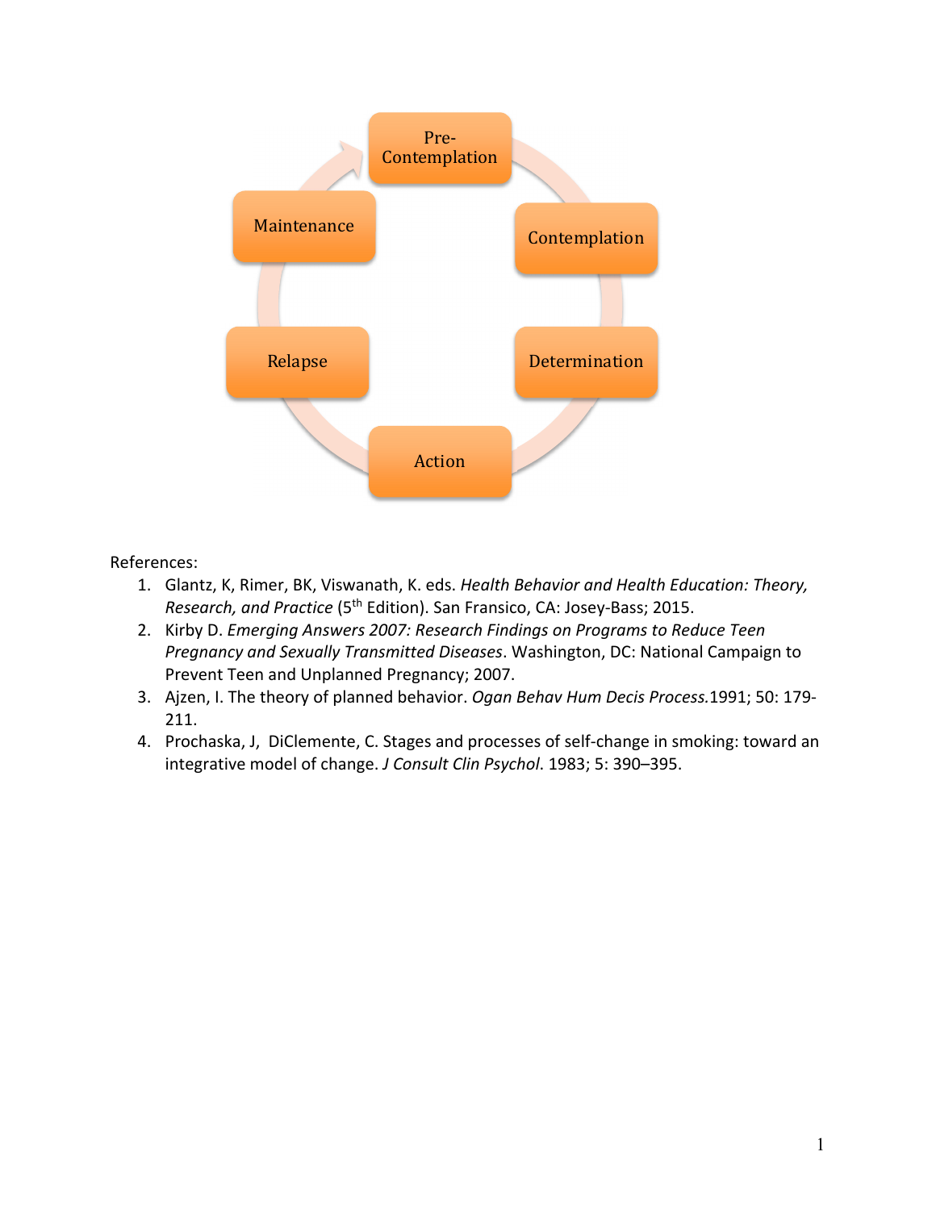Pre-Contemplation

Contemplation

Determination

Action

Relapse

Maintenance

References:

1. Glantz, K, Rimer, BK, Viswanath, K. eds. *Health Behavior and Health Education: Theory, Research, and Practice* (5th Edition). San Fransico, CA: Josey-Bass; 2015.
2. Kirby D. *Emerging Answers 2007: Research Findings on Programs to Reduce Teen Pregnancy and Sexually Transmitted Diseases*. Washington, DC: National Campaign to Prevent Teen and Unplanned Pregnancy; 2007.
3. Ajzen, I. The theory of planned behavior. *Ogan Behav Hum Decis Process.*1991; 50: 179-211.
4. Prochaska, J, DiClemente, C. Stages and processes of self-change in smoking: toward an integrative model of change. *J Consult Clin Psychol*. 1983; 5: 390–395.